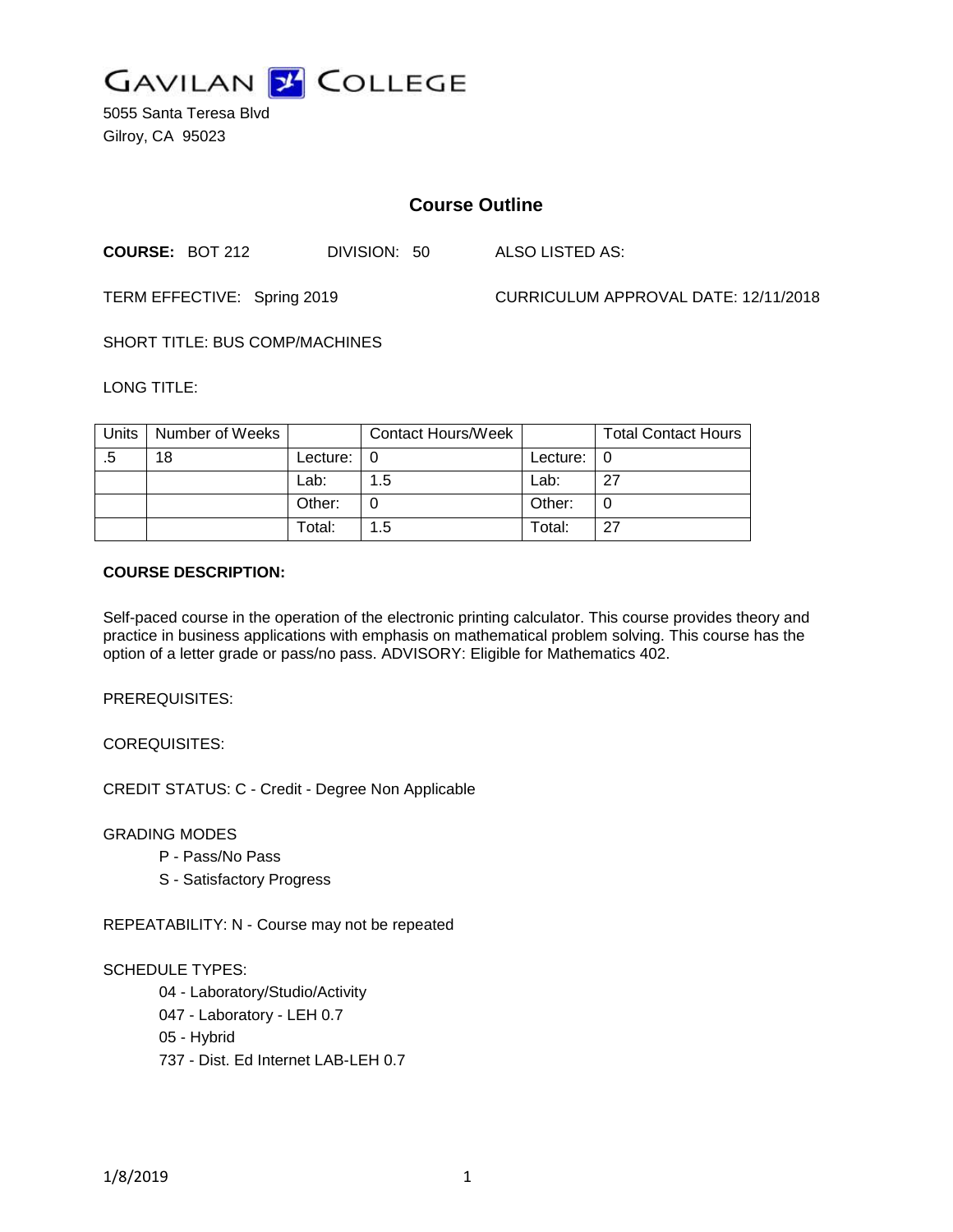GAVILAN COLLEGE

5055 Santa Teresa Blvd
Gilroy, CA 95023

## Course Outline

**COURSE:** BOT 212 DIVISION: 50 ALSO LISTED AS:

TERM EFFECTIVE: Spring 2019 CURRICULUM APPROVAL DATE: 12/11/2018

SHORT TITLE: BUS COMP/MACHINES

LONG TITLE:

| Units | Number of Weeks | | Contact Hours/Week | | Total Contact Hours |
|---|---|---|---|---|---|
| .5 | 18 | Lecture: | 0 | Lecture: | 0 |
| | | Lab: | 1.5 | Lab: | 27 |
| | | Other: | 0 | Other: | 0 |
| | | Total: | 1.5 | Total: | 27 |

**COURSE DESCRIPTION:**

Self-paced course in the operation of the electronic printing calculator. This course provides theory and practice in business applications with emphasis on mathematical problem solving. This course has the option of a letter grade or pass/no pass. ADVISORY: Eligible for Mathematics 402.

PREREQUISITES:

COREQUISITES:

CREDIT STATUS: C - Credit - Degree Non Applicable

GRADING MODES

- P - Pass/No Pass
- S - Satisfactory Progress

REPEATABILITY: N - Course may not be repeated

SCHEDULE TYPES:

- 04 - Laboratory/Studio/Activity
- 047 - Laboratory - LEH 0.7
- 05 - Hybrid
- 737 - Dist. Ed Internet LAB-LEH 0.7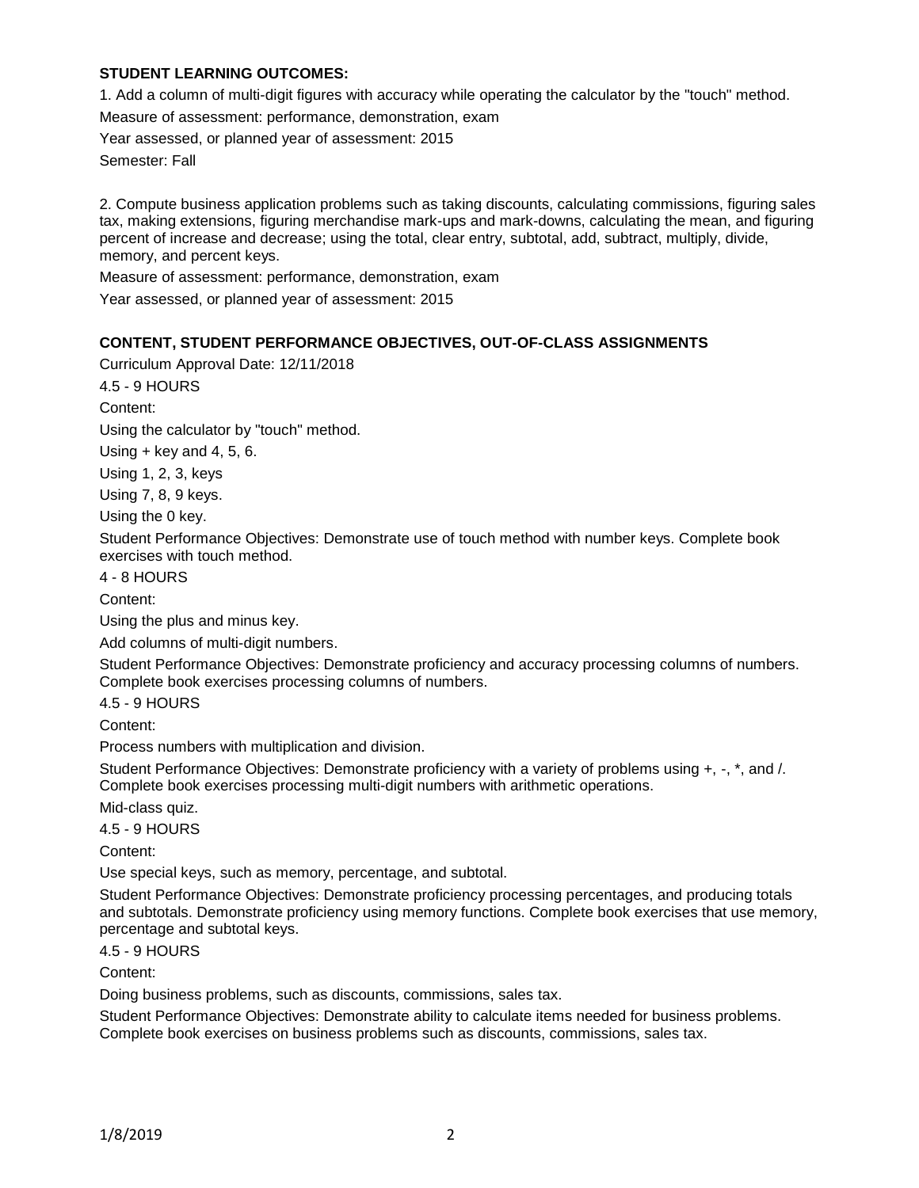**STUDENT LEARNING OUTCOMES:**

1. Add a column of multi-digit figures with accuracy while operating the calculator by the "touch" method.

Measure of assessment: performance, demonstration, exam

Year assessed, or planned year of assessment: 2015

Semester: Fall

2. Compute business application problems such as taking discounts, calculating commissions, figuring sales tax, making extensions, figuring merchandise mark-ups and mark-downs, calculating the mean, and figuring percent of increase and decrease; using the total, clear entry, subtotal, add, subtract, multiply, divide, memory, and percent keys.

Measure of assessment: performance, demonstration, exam

Year assessed, or planned year of assessment: 2015

**CONTENT, STUDENT PERFORMANCE OBJECTIVES, OUT-OF-CLASS ASSIGNMENTS**

Curriculum Approval Date: 12/11/2018

4.5 - 9 HOURS

Content:

Using the calculator by "touch" method.

Using + key and 4, 5, 6.

Using 1, 2, 3, keys

Using 7, 8, 9 keys.

Using the 0 key.

Student Performance Objectives: Demonstrate use of touch method with number keys. Complete book exercises with touch method.

4 - 8 HOURS

Content:

Using the plus and minus key.

Add columns of multi-digit numbers.

Student Performance Objectives: Demonstrate proficiency and accuracy processing columns of numbers. Complete book exercises processing columns of numbers.

4.5 - 9 HOURS

Content:

Process numbers with multiplication and division.

Student Performance Objectives: Demonstrate proficiency with a variety of problems using +, -, *, and /. Complete book exercises processing multi-digit numbers with arithmetic operations.

Mid-class quiz.

4.5 - 9 HOURS

Content:

Use special keys, such as memory, percentage, and subtotal.

Student Performance Objectives: Demonstrate proficiency processing percentages, and producing totals and subtotals. Demonstrate proficiency using memory functions. Complete book exercises that use memory, percentage and subtotal keys.

4.5 - 9 HOURS

Content:

Doing business problems, such as discounts, commissions, sales tax.

Student Performance Objectives: Demonstrate ability to calculate items needed for business problems. Complete book exercises on business problems such as discounts, commissions, sales tax.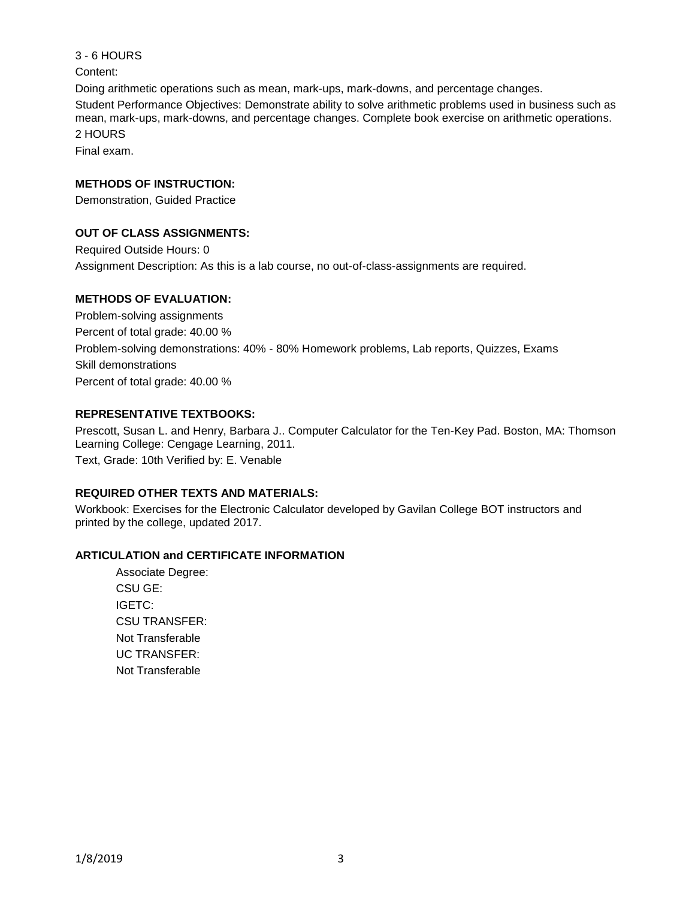3 - 6 HOURS

Content:

Doing arithmetic operations such as mean, mark-ups, mark-downs, and percentage changes.

Student Performance Objectives: Demonstrate ability to solve arithmetic problems used in business such as mean, mark-ups, mark-downs, and percentage changes. Complete book exercise on arithmetic operations.

2 HOURS

Final exam.

**METHODS OF INSTRUCTION:**

Demonstration, Guided Practice

**OUT OF CLASS ASSIGNMENTS:**

Required Outside Hours: 0

Assignment Description: As this is a lab course, no out-of-class-assignments are required.

**METHODS OF EVALUATION:**

Problem-solving assignments

Percent of total grade: 40.00 %

Problem-solving demonstrations: 40% - 80% Homework problems, Lab reports, Quizzes, Exams

Skill demonstrations

Percent of total grade: 40.00 %

**REPRESENTATIVE TEXTBOOKS:**

Prescott, Susan L. and Henry, Barbara J.. Computer Calculator for the Ten-Key Pad. Boston, MA: Thomson Learning College: Cengage Learning, 2011.

Text, Grade: 10th Verified by: E. Venable

**REQUIRED OTHER TEXTS AND MATERIALS:**

Workbook: Exercises for the Electronic Calculator developed by Gavilan College BOT instructors and printed by the college, updated 2017.

**ARTICULATION and CERTIFICATE INFORMATION**

Associate Degree:
CSU GE:
IGETC:
CSU TRANSFER:
Not Transferable
UC TRANSFER:
Not Transferable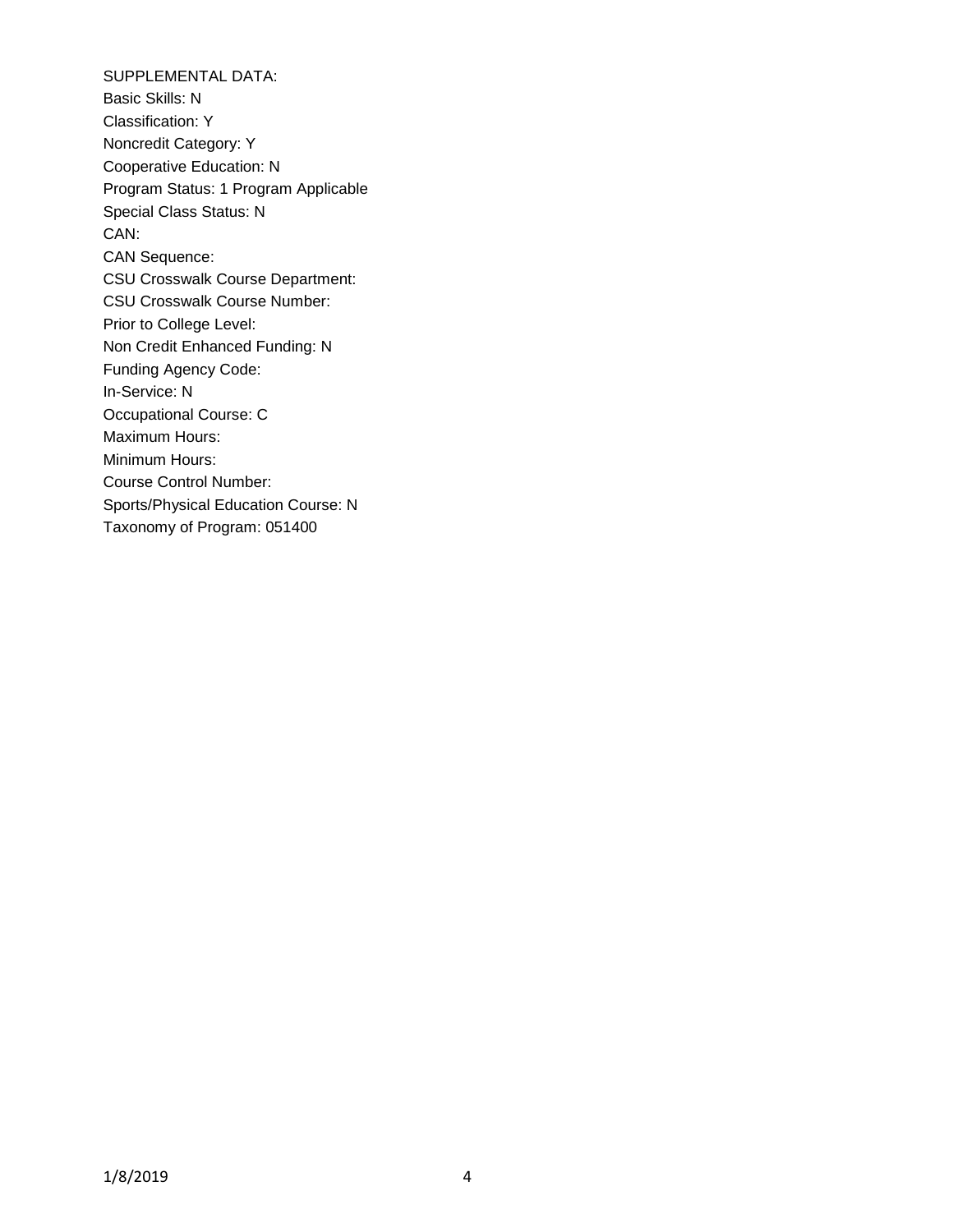SUPPLEMENTAL DATA:

Basic Skills: N

Classification: Y

Noncredit Category: Y

Cooperative Education: N

Program Status: 1 Program Applicable

Special Class Status: N

CAN:

CAN Sequence:

CSU Crosswalk Course Department:

CSU Crosswalk Course Number:

Prior to College Level:

Non Credit Enhanced Funding: N

Funding Agency Code:

In-Service: N

Occupational Course: C

Maximum Hours:

Minimum Hours:

Course Control Number:

Sports/Physical Education Course: N

Taxonomy of Program: 051400